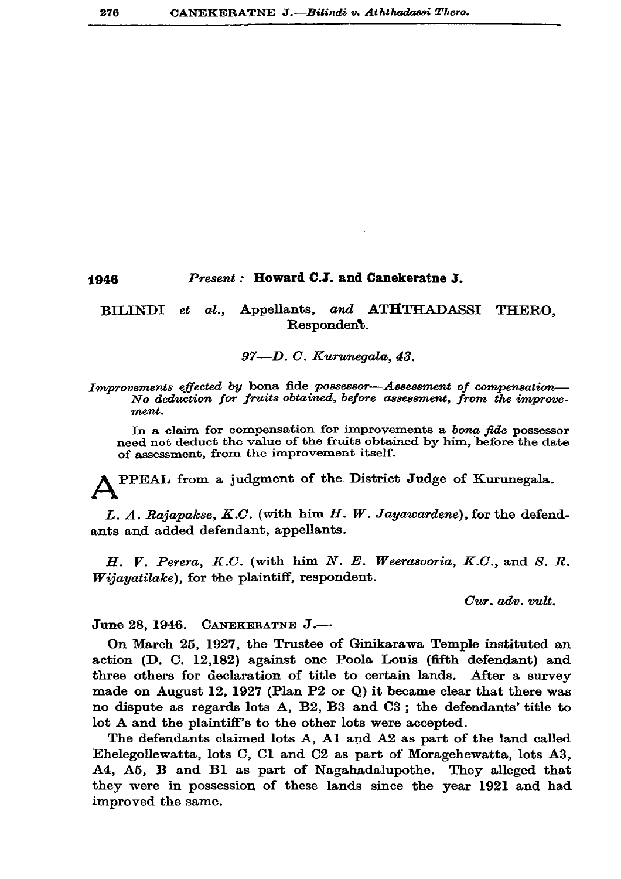1946 *Present :* **Howard C.J. and Canekeratne J.**

BILINDI *et al.*, Appellants, *and* ATHTHADASSI THERO, Respondent.

*97—D. C. Kurunegala, 43.*

*Improvements effected by* bona fide *possessor—Assessment of compensation—No deduction for fruits obtained, before assessment, from the improvement.*

In a claim for compensation for improvements a *bona fide* possessor need not deduct the value of the fruits obtained by him, before the date of assessment, from the improvement itself.

APPEAL from a judgment of the District Judge of Kurunegala.

*L. A. Rajapakse, K.C.* (with him *H. W. Jayawardene*), for the defendants and added defendant, appellants.

*H. V. Perera, K.C.* (with him *N. E. Weerasooria, K.C.*, and *S. R. Wijayatilake*), for the plaintiff, respondent.

*Cur. adv. vult.*

June 28, 1946. CANEKERATNE J.—

On March 25, 1927, the Trustee of Ginikarawa Temple instituted an action (D. C. 12,182) against one Poola Louis (fifth defendant) and three others for declaration of title to certain lands. After a survey made on August 12, 1927 (Plan P2 or Q) it became clear that there was no dispute as regards lots A, B2, B3 and C3 ; the defendants' title to lot A and the plaintiff's to the other lots were accepted.

The defendants claimed lots A, A1 and A2 as part of the land called Ehelegollewatta, lots C, C1 and C2 as part of Moragehewatta, lots A3, A4, A5, B and B1 as part of Nagahadalupothe. They alleged that they were in possession of these lands since the year 1921 and had improved the same.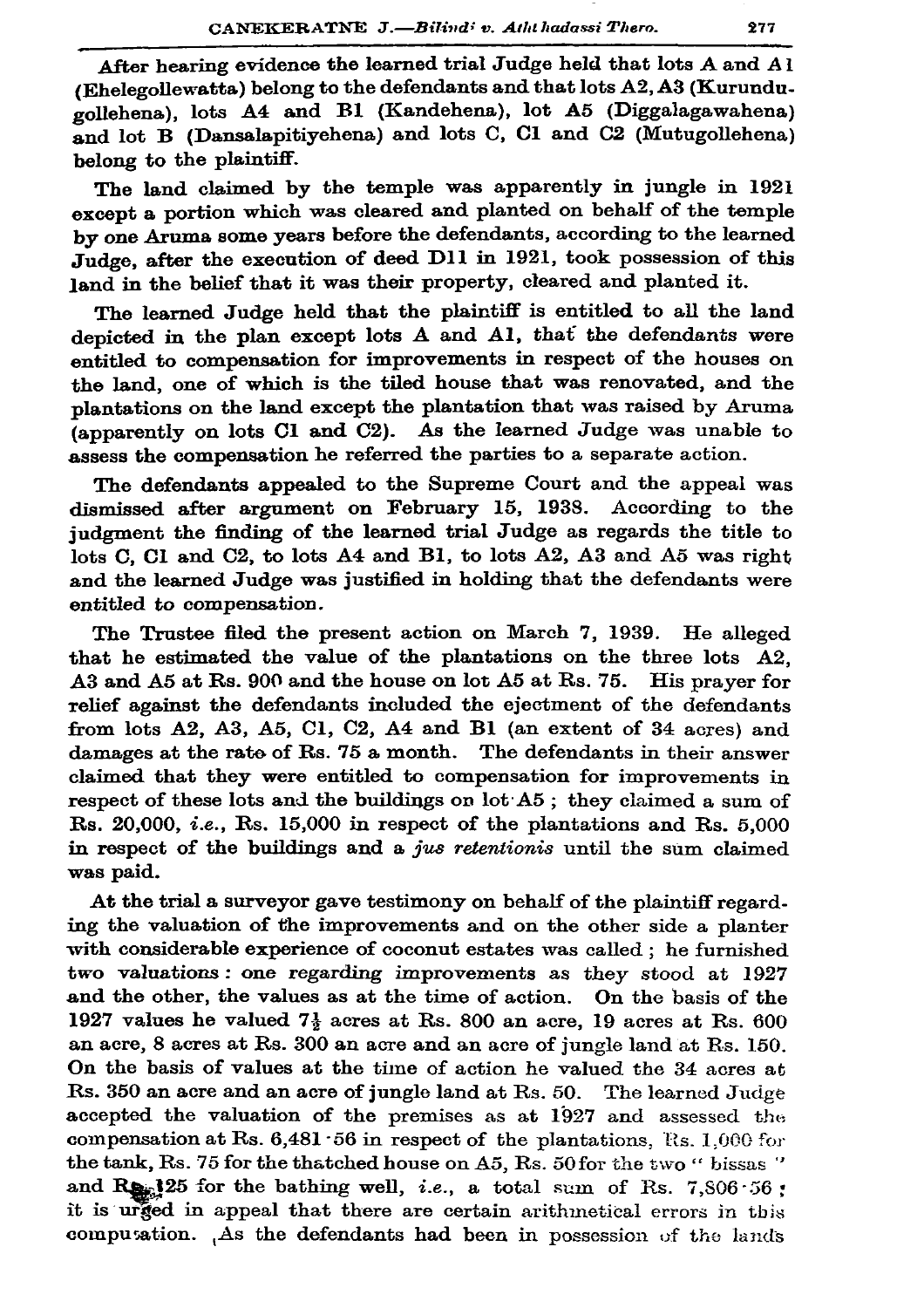After hearing evidence the learned trial Judge held that lots A and A1 (Ehelegollewatta) belong to the defendants and that lots A2, A3 (Kurundugollehena), lots A4 and B1 (Kandehena), lot A5 (Diggalagawahena) and lot B (Dansalapitiyehena) and lots C, C1 and C2 (Mutugollehena) belong to the plaintiff.

The land claimed by the temple was apparently in jungle in 1921 except a portion which was cleared and planted on behalf of the temple by one Aruma some years before the defendants, according to the learned Judge, after the execution of deed D11 in 1921, took possession of this land in the belief that it was their property, cleared and planted it.

The learned Judge held that the plaintiff is entitled to all the land depicted in the plan except lots A and A1, that the defendants were entitled to compensation for improvements in respect of the houses on the land, one of which is the tiled house that was renovated, and the plantations on the land except the plantation that was raised by Aruma (apparently on lots C1 and C2). As the learned Judge was unable to assess the compensation he referred the parties to a separate action.

The defendants appealed to the Supreme Court and the appeal was dismissed after argument on February 15, 1938. According to the judgment the finding of the learned trial Judge as regards the title to lots C, C1 and C2, to lots A4 and B1, to lots A2, A3 and A5 was right and the learned Judge was justified in holding that the defendants were entitled to compensation.

The Trustee filed the present action on March 7, 1939. He alleged that he estimated the value of the plantations on the three lots A2, A3 and A5 at Rs. 900 and the house on lot A5 at Rs. 75. His prayer for relief against the defendants included the ejectment of the defendants from lots A2, A3, A5, C1, C2, A4 and B1 (an extent of 34 acres) and damages at the rate of Rs. 75 a month. The defendants in their answer claimed that they were entitled to compensation for improvements in respect of these lots and the buildings on lot A5 ; they claimed a sum of Rs. 20,000, *i.e.*, Rs. 15,000 in respect of the plantations and Rs. 5,000 in respect of the buildings and a *jus retentionis* until the sum claimed was paid.

At the trial a surveyor gave testimony on behalf of the plaintiff regarding the valuation of the improvements and on the other side a planter with considerable experience of coconut estates was called ; he furnished two valuations : one regarding improvements as they stood at 1927 and the other, the values as at the time of action. On the basis of the 1927 values he valued 7½ acres at Rs. 800 an acre, 19 acres at Rs. 600 an acre, 8 acres at Rs. 300 an acre and an acre of jungle land at Rs. 150. On the basis of values at the time of action he valued the 34 acres at Rs. 350 an acre and an acre of jungle land at Rs. 50. The learned Judge accepted the valuation of the premises as at 1927 and assessed the compensation at Rs. 6,481·56 in respect of the plantations, Rs. 1,000 for the tank, Rs. 75 for the thatched house on A5, Rs. 50 for the two " bissas " and Rs. 125 for the bathing well, *i.e.*, a total sum of Rs. 7,806·56 ; it is urged in appeal that there are certain arithmetical errors in this computation. As the defendants had been in possession of the lands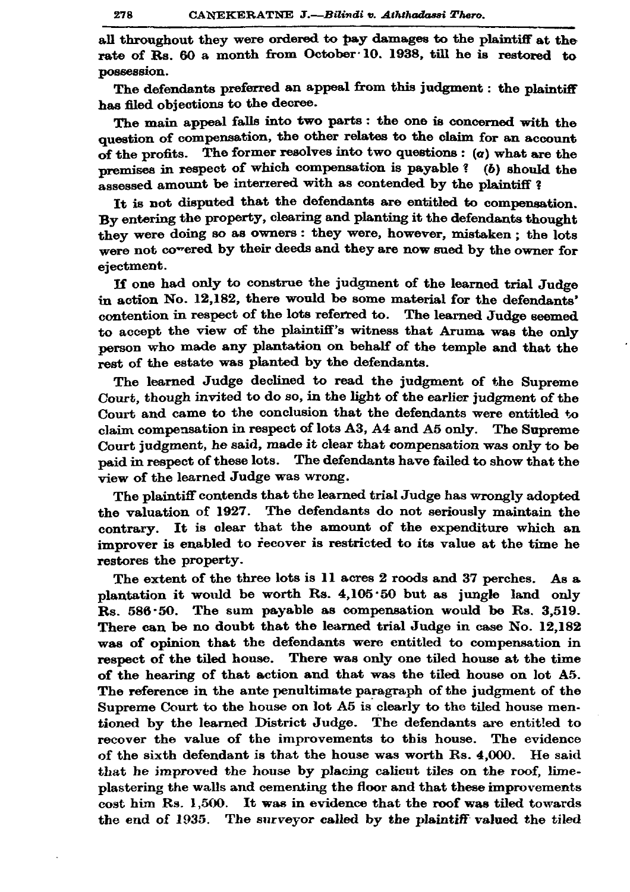all throughout they were ordered to pay damages to the plaintiff at the rate of Rs. 60 a month from October 10. 1938, till he is restored to possession.

The defendants preferred an appeal from this judgment : the plaintiff has filed objections to the decree.

The main appeal falls into two parts : the one is concerned with the question of compensation, the other relates to the claim for an account of the profits. The former resolves into two questions : (*a*) what are the premises in respect of which compensation is payable ? (*b*) should the assessed amount be interrered with as contended by the plaintiff ?

It is not disputed that the defendants are entitled to compensation. By entering the property, clearing and planting it the defendants thought they were doing so as owners : they were, however, mistaken ; the lots were not covered by their deeds and they are now sued by the owner for ejectment.

If one had only to construe the judgment of the learned trial Judge in action No. 12,182, there would be some material for the defendants' contention in respect of the lots referred to. The learned Judge seemed to accept the view of the plaintiff's witness that Aruma was the only person who made any plantation on behalf of the temple and that the rest of the estate was planted by the defendants.

The learned Judge declined to read the judgment of the Supreme Court, though invited to do so, in the light of the earlier judgment of the Court and came to the conclusion that the defendants were entitled to claim compensation in respect of lots A3, A4 and A5 only. The Supreme Court judgment, he said, made it clear that compensation was only to be paid in respect of these lots. The defendants have failed to show that the view of the learned Judge was wrong.

The plaintiff contends that the learned trial Judge has wrongly adopted the valuation of 1927. The defendants do not seriously maintain the contrary. It is clear that the amount of the expenditure which an improver is enabled to recover is restricted to its value at the time he restores the property.

The extent of the three lots is 11 acres 2 roods and 37 perches. As a plantation it would be worth Rs. 4,105·50 but as jungle land only Rs. 586·50. The sum payable as compensation would be Rs. 3,519. There can be no doubt that the learned trial Judge in case No. 12,182 was of opinion that the defendants were entitled to compensation in respect of the tiled house. There was only one tiled house at the time of the hearing of that action and that was the tiled house on lot A5. The reference in the ante penultimate paragraph of the judgment of the Supreme Court to the house on lot A5 is clearly to the tiled house mentioned by the learned District Judge. The defendants are entitled to recover the value of the improvements to this house. The evidence of the sixth defendant is that the house was worth Rs. 4,000. He said that he improved the house by placing calicut tiles on the roof, lime-plastering the walls and cementing the floor and that these improvements cost him Rs. 1,500. It was in evidence that the roof was tiled towards the end of 1935. The surveyor called by the plaintiff valued the tiled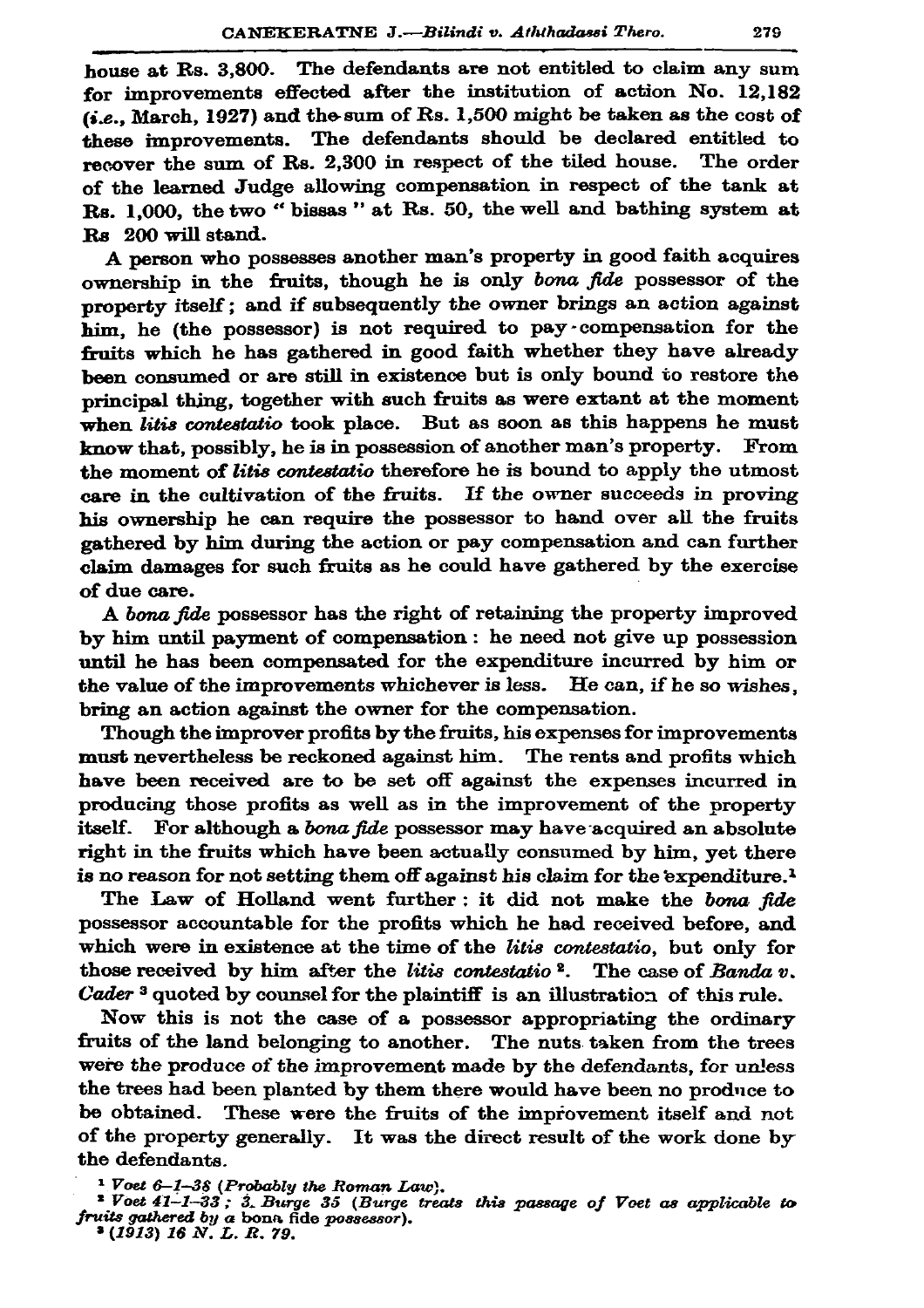house at Rs. 3,800. The defendants are not entitled to claim any sum for improvements effected after the institution of action No. 12,182 (*i.e.*, March, 1927) and the sum of Rs. 1,500 might be taken as the cost of these improvements. The defendants should be declared entitled to recover the sum of Rs. 2,300 in respect of the tiled house. The order of the learned Judge allowing compensation in respect of the tank at Rs. 1,000, the two " bissas " at Rs. 50, the well and bathing system at Rs 200 will stand.

A person who possesses another man's property in good faith acquires ownership in the fruits, though he is only *bona fide* possessor of the property itself; and if subsequently the owner brings an action against him, he (the possessor) is not required to pay compensation for the fruits which he has gathered in good faith whether they have already been consumed or are still in existence but is only bound to restore the principal thing, together with such fruits as were extant at the moment when *litis contestatio* took place. But as soon as this happens he must know that, possibly, he is in possession of another man's property. From the moment of *litis contestatio* therefore he is bound to apply the utmost care in the cultivation of the fruits. If the owner succeeds in proving his ownership he can require the possessor to hand over all the fruits gathered by him during the action or pay compensation and can further claim damages for such fruits as he could have gathered by the exercise of due care.

A *bona fide* possessor has the right of retaining the property improved by him until payment of compensation: he need not give up possession until he has been compensated for the expenditure incurred by him or the value of the improvements whichever is less. He can, if he so wishes, bring an action against the owner for the compensation.

Though the improver profits by the fruits, his expenses for improvements must nevertheless be reckoned against him. The rents and profits which have been received are to be set off against the expenses incurred in producing those profits as well as in the improvement of the property itself. For although a *bona fide* possessor may have acquired an absolute right in the fruits which have been actually consumed by him, yet there is no reason for not setting them off against his claim for the expenditure.[1]

The Law of Holland went further: it did not make the *bona fide* possessor accountable for the profits which he had received before, and which were in existence at the time of the *litis contestatio*, but only for those received by him after the *litis contestatio* [2]. The case of *Banda v. Cader* [3] quoted by counsel for the plaintiff is an illustration of this rule.

Now this is not the case of a possessor appropriating the ordinary fruits of the land belonging to another. The nuts taken from the trees were the produce of the improvement made by the defendants, for unless the trees had been planted by them there would have been no produce to be obtained. These were the fruits of the improvement itself and not of the property generally. It was the direct result of the work done by the defendants.

[1] *Voet 6–1–38 (Probably the Roman Law).*

[2] *Voet 41–1–33 ; 3. Burge 35 (Burge treats this passage of Voet as applicable to fruits gathered by a* bona fide *possessor).*

[3] *(1913) 16 N. L. R. 79.*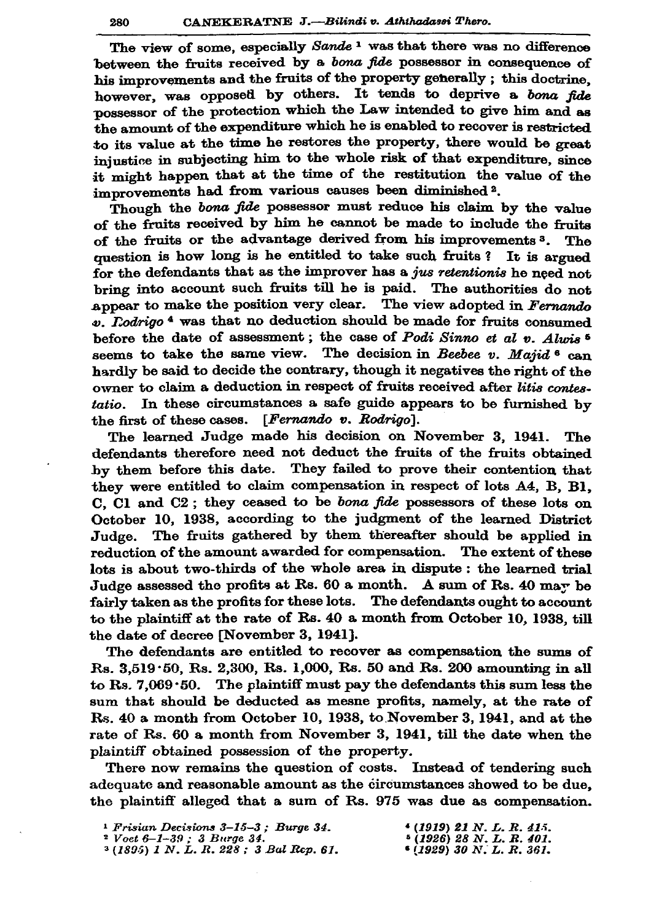The view of some, especially *Sande* [1] was that there was no difference between the fruits received by a *bona fide* possessor in consequence of his improvements and the fruits of the property generally ; this doctrine, however, was opposed by others. It tends to deprive a *bona fide* possessor of the protection which the Law intended to give him and as the amount of the expenditure which he is enabled to recover is restricted to its value at the time he restores the property, there would be great injustice in subjecting him to the whole risk of that expenditure, since it might happen that at the time of the restitution the value of the improvements had from various causes been diminished [2].

Though the *bona fide* possessor must reduce his claim by the value of the fruits received by him he cannot be made to include the fruits of the fruits or the advantage derived from his improvements [3]. The question is how long is he entitled to take such fruits ? It is argued for the defendants that as the improver has a *jus retentionis* he need not bring into account such fruits till he is paid. The authorities do not appear to make the position very clear. The view adopted in *Fernando v. Rodrigo* [4] was that no deduction should be made for fruits consumed before the date of assessment ; the case of *Podi Sinno et al v. Alwis* [5] seems to take the same view. The decision in *Beebee v. Majid* [6] can hardly be said to decide the contrary, though it negatives the right of the owner to claim a deduction in respect of fruits received after *litis contestatio*. In these circumstances a safe guide appears to be furnished by the first of these cases. [*Fernando v. Rodrigo*].

The learned Judge made his decision on November 3, 1941. The defendants therefore need not deduct the fruits of the fruits obtained by them before this date. They failed to prove their contention that they were entitled to claim compensation in respect of lots A4, B, B1, C, C1 and C2 ; they ceased to be *bona fide* possessors of these lots on October 10, 1938, according to the judgment of the learned District Judge. The fruits gathered by them thereafter should be applied in reduction of the amount awarded for compensation. The extent of these lots is about two-thirds of the whole area in dispute : the learned trial Judge assessed the profits at Rs. 60 a month. A sum of Rs. 40 may be fairly taken as the profits for these lots. The defendants ought to account to the plaintiff at the rate of Rs. 40 a month from October 10, 1938, till the date of decree [November 3, 1941].

The defendants are entitled to recover as compensation the sums of Rs. 3,519·50, Rs. 2,300, Rs. 1,000, Rs. 50 and Rs. 200 amounting in all to Rs. 7,069·50. The plaintiff must pay the defendants this sum less the sum that should be deducted as mesne profits, namely, at the rate of Rs. 40 a month from October 10, 1938, to November 3, 1941, and at the rate of Rs. 60 a month from November 3, 1941, till the date when the plaintiff obtained possession of the property.

There now remains the question of costs. Instead of tendering such adequate and reasonable amount as the circumstances showed to be due, the plaintiff alleged that a sum of Rs. 975 was due as compensation.

[1] *Frisian Decisions 3–15–3 ; Burge 34.*
[2] *Voet 6–1–39 ; 3 Burge 34.*
[3] *(1895) 1 N. L. R. 228 ; 3 Bal Rep. 61.*
[4] *(1919) 21 N. L. R. 415.*
[5] *(1926) 28 N. L. R. 401.*
[6] *(1929) 30 N. L. R. 361.*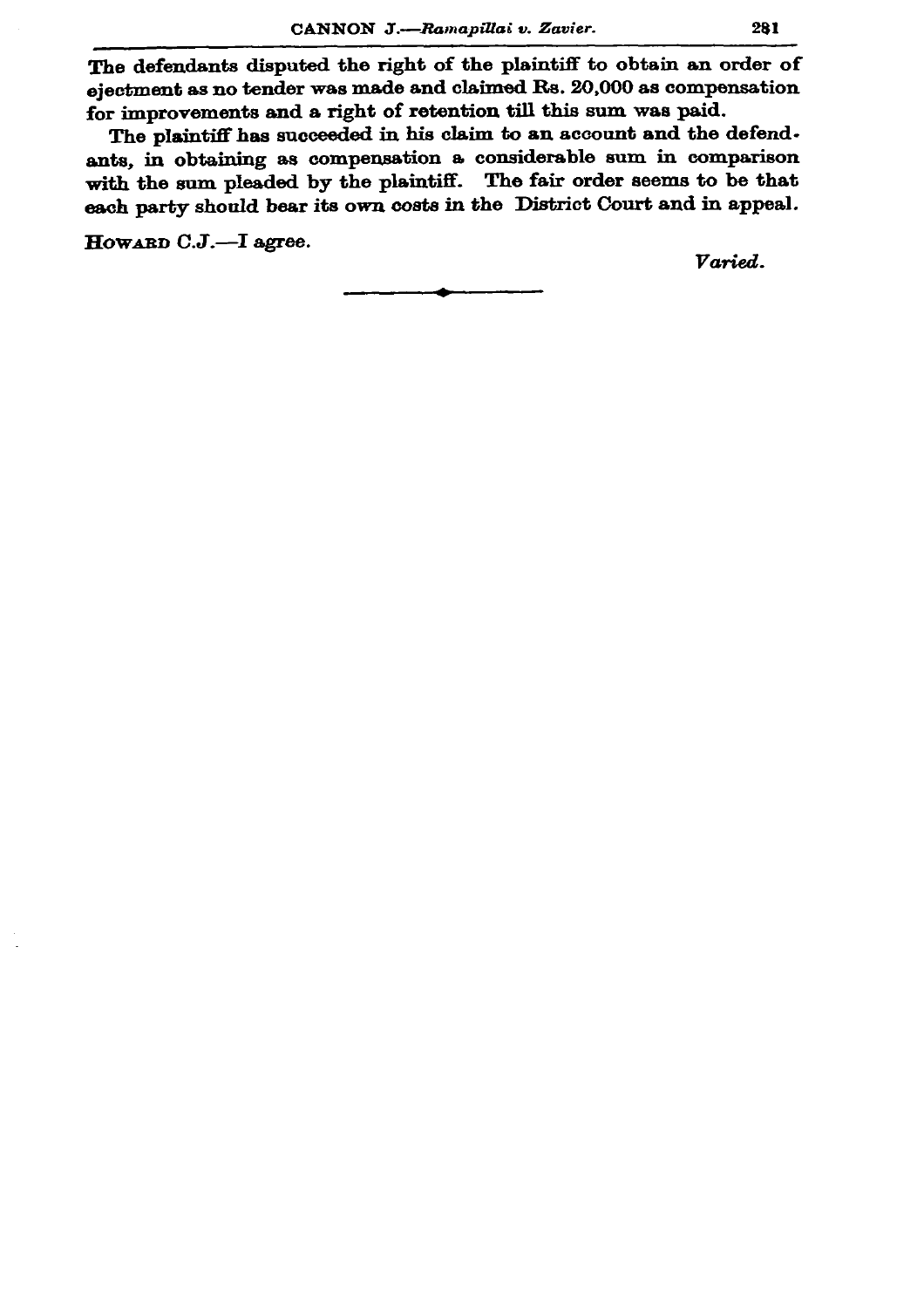The defendants disputed the right of the plaintiff to obtain an order of ejectment as no tender was made and claimed Rs. 20,000 as compensation for improvements and a right of retention till this sum was paid.

The plaintiff has succeeded in his claim to an account and the defendants, in obtaining as compensation a considerable sum in comparison with the sum pleaded by the plaintiff. The fair order seems to be that each party should bear its own costs in the District Court and in appeal.

HOWARD C.J.—I agree.

*Varied.*